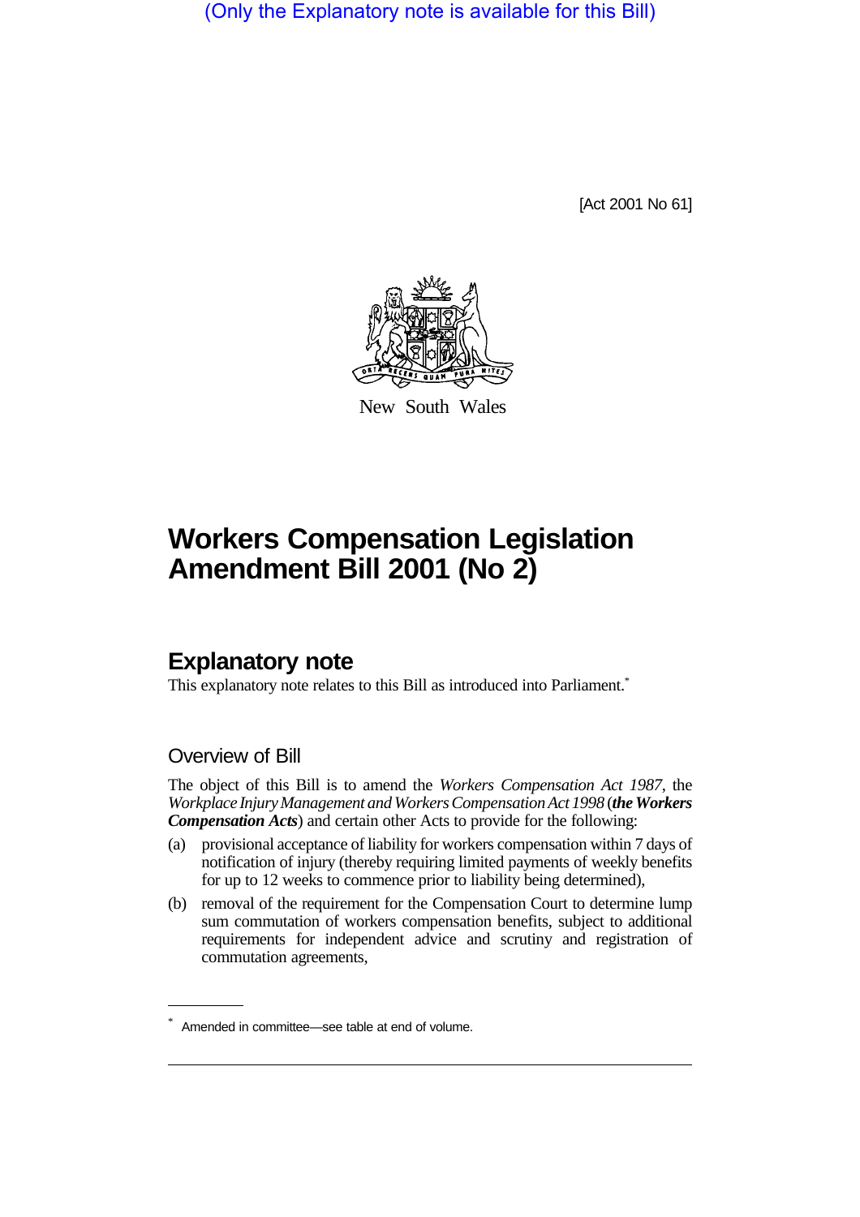(Only the Explanatory note is available for this Bill)

[Act 2001 No 61]

New South Wales

# Workers Compensation Legislation Amendment Bill 2001 (No 2)

## Explanatory note

This explanatory note relates to this Bill as introduced into Parliament.*

### Overview of Bill

The object of this Bill is to amend the *Workers Compensation Act 1987*, the *Workplace Injury Management and Workers Compensation Act 1998* (***the Workers Compensation Acts***) and certain other Acts to provide for the following:

(a) provisional acceptance of liability for workers compensation within 7 days of notification of injury (thereby requiring limited payments of weekly benefits for up to 12 weeks to commence prior to liability being determined),

(b) removal of the requirement for the Compensation Court to determine lump sum commutation of workers compensation benefits, subject to additional requirements for independent advice and scrutiny and registration of commutation agreements,

* Amended in committee—see table at end of volume.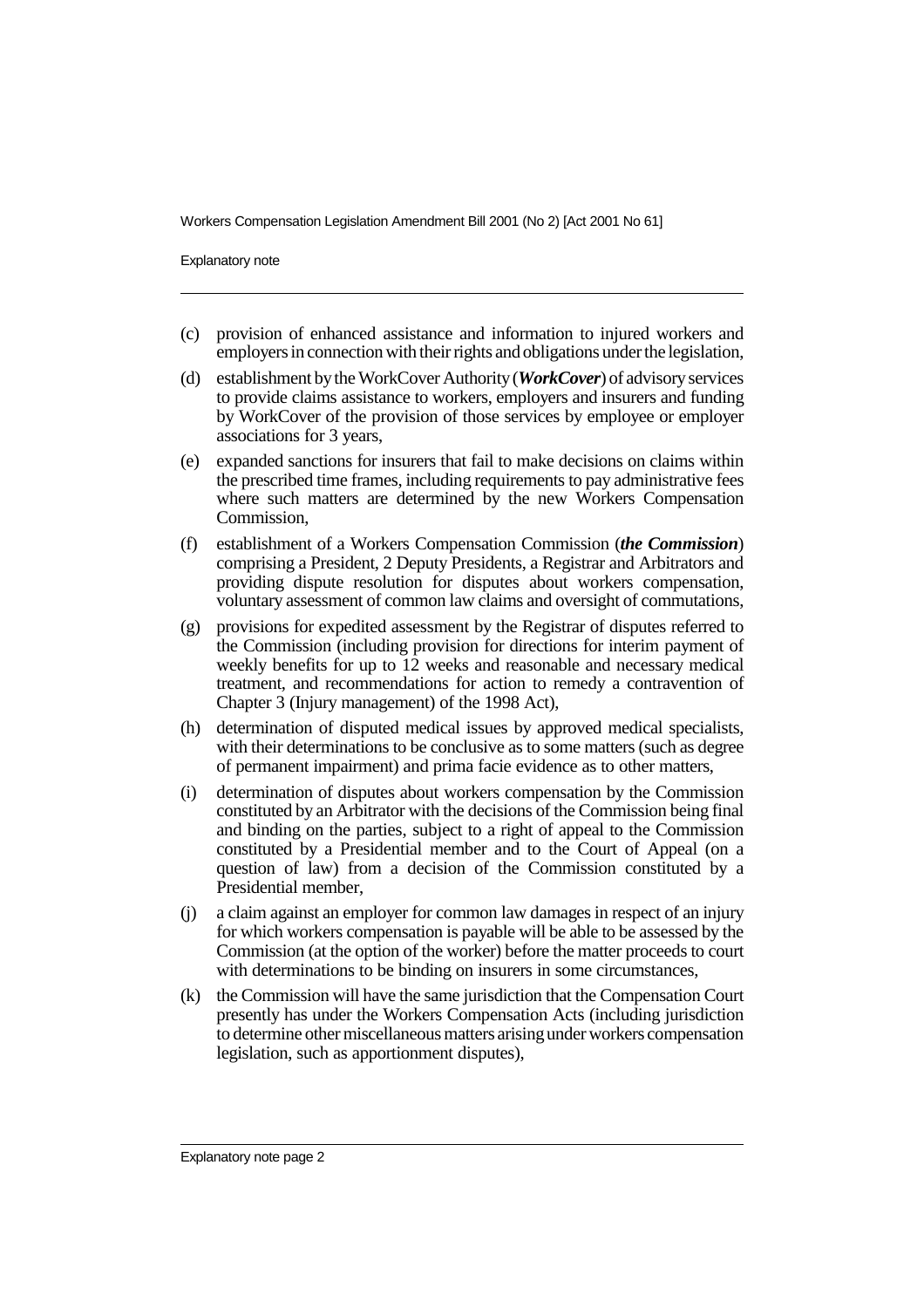(c) provision of enhanced assistance and information to injured workers and employers in connection with their rights and obligations under the legislation,

(d) establishment by the WorkCover Authority (***WorkCover***) of advisory services to provide claims assistance to workers, employers and insurers and funding by WorkCover of the provision of those services by employee or employer associations for 3 years,

(e) expanded sanctions for insurers that fail to make decisions on claims within the prescribed time frames, including requirements to pay administrative fees where such matters are determined by the new Workers Compensation Commission,

(f) establishment of a Workers Compensation Commission (***the Commission***) comprising a President, 2 Deputy Presidents, a Registrar and Arbitrators and providing dispute resolution for disputes about workers compensation, voluntary assessment of common law claims and oversight of commutations,

(g) provisions for expedited assessment by the Registrar of disputes referred to the Commission (including provision for directions for interim payment of weekly benefits for up to 12 weeks and reasonable and necessary medical treatment, and recommendations for action to remedy a contravention of Chapter 3 (Injury management) of the 1998 Act),

(h) determination of disputed medical issues by approved medical specialists, with their determinations to be conclusive as to some matters (such as degree of permanent impairment) and prima facie evidence as to other matters,

(i) determination of disputes about workers compensation by the Commission constituted by an Arbitrator with the decisions of the Commission being final and binding on the parties, subject to a right of appeal to the Commission constituted by a Presidential member and to the Court of Appeal (on a question of law) from a decision of the Commission constituted by a Presidential member,

(j) a claim against an employer for common law damages in respect of an injury for which workers compensation is payable will be able to be assessed by the Commission (at the option of the worker) before the matter proceeds to court with determinations to be binding on insurers in some circumstances,

(k) the Commission will have the same jurisdiction that the Compensation Court presently has under the Workers Compensation Acts (including jurisdiction to determine other miscellaneous matters arising under workers compensation legislation, such as apportionment disputes),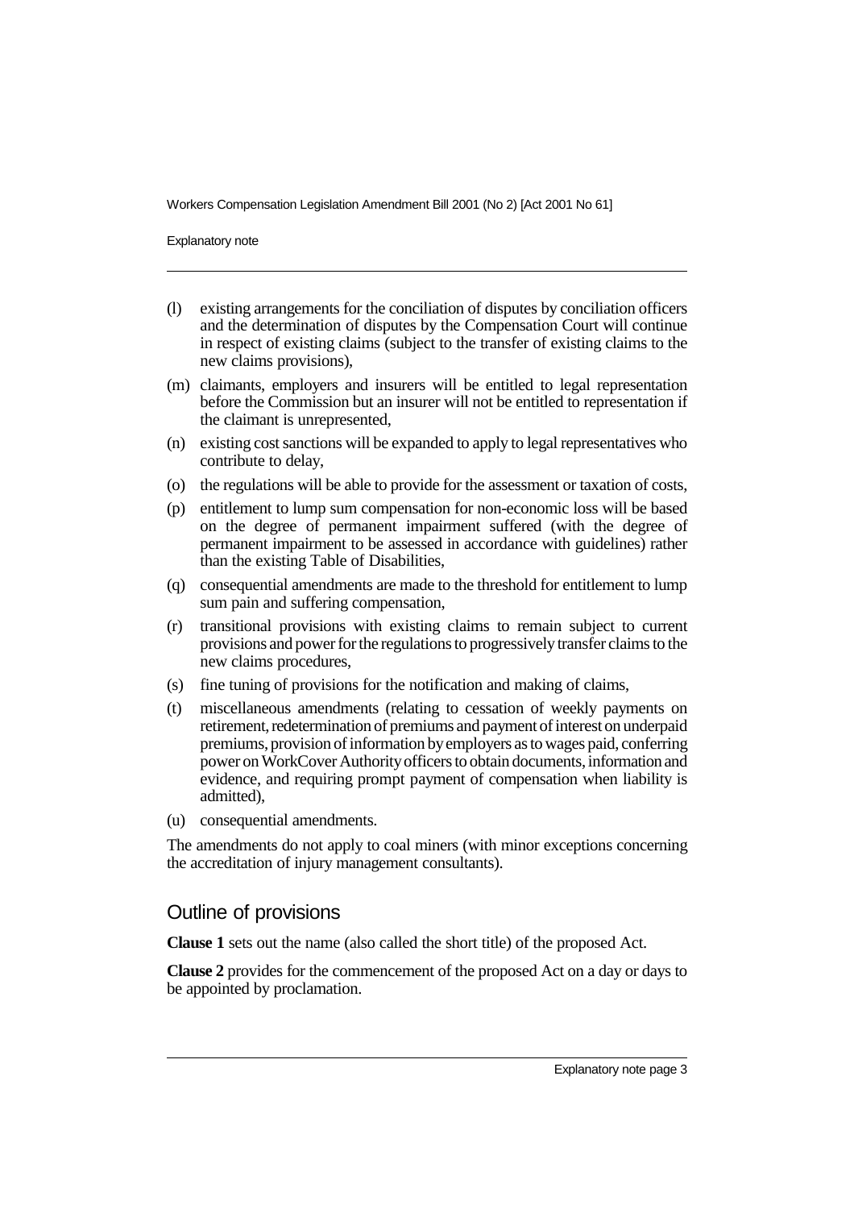(l) existing arrangements for the conciliation of disputes by conciliation officers and the determination of disputes by the Compensation Court will continue in respect of existing claims (subject to the transfer of existing claims to the new claims provisions),

(m) claimants, employers and insurers will be entitled to legal representation before the Commission but an insurer will not be entitled to representation if the claimant is unrepresented,

(n) existing cost sanctions will be expanded to apply to legal representatives who contribute to delay,

(o) the regulations will be able to provide for the assessment or taxation of costs,

(p) entitlement to lump sum compensation for non-economic loss will be based on the degree of permanent impairment suffered (with the degree of permanent impairment to be assessed in accordance with guidelines) rather than the existing Table of Disabilities,

(q) consequential amendments are made to the threshold for entitlement to lump sum pain and suffering compensation,

(r) transitional provisions with existing claims to remain subject to current provisions and power for the regulations to progressively transfer claims to the new claims procedures,

(s) fine tuning of provisions for the notification and making of claims,

(t) miscellaneous amendments (relating to cessation of weekly payments on retirement, redetermination of premiums and payment of interest on underpaid premiums, provision of information by employers as to wages paid, conferring power on WorkCover Authority officers to obtain documents, information and evidence, and requiring prompt payment of compensation when liability is admitted),

(u) consequential amendments.

The amendments do not apply to coal miners (with minor exceptions concerning the accreditation of injury management consultants).

## Outline of provisions

**Clause 1** sets out the name (also called the short title) of the proposed Act.

**Clause 2** provides for the commencement of the proposed Act on a day or days to be appointed by proclamation.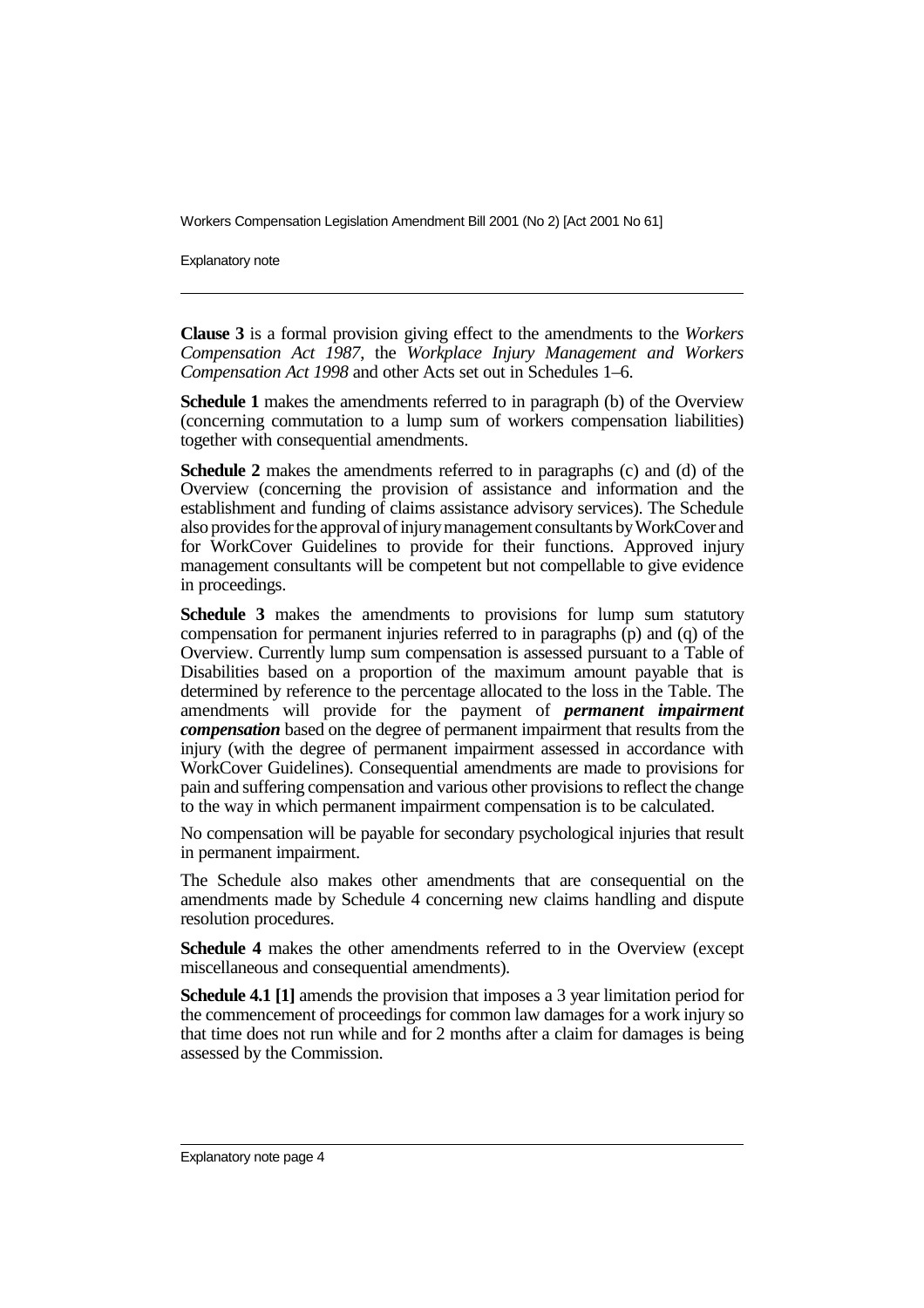**Clause 3** is a formal provision giving effect to the amendments to the *Workers Compensation Act 1987*, the *Workplace Injury Management and Workers Compensation Act 1998* and other Acts set out in Schedules 1–6.

**Schedule 1** makes the amendments referred to in paragraph (b) of the Overview (concerning commutation to a lump sum of workers compensation liabilities) together with consequential amendments.

**Schedule 2** makes the amendments referred to in paragraphs (c) and (d) of the Overview (concerning the provision of assistance and information and the establishment and funding of claims assistance advisory services). The Schedule also provides for the approval of injury management consultants by WorkCover and for WorkCover Guidelines to provide for their functions. Approved injury management consultants will be competent but not compellable to give evidence in proceedings.

**Schedule 3** makes the amendments to provisions for lump sum statutory compensation for permanent injuries referred to in paragraphs (p) and (q) of the Overview. Currently lump sum compensation is assessed pursuant to a Table of Disabilities based on a proportion of the maximum amount payable that is determined by reference to the percentage allocated to the loss in the Table. The amendments will provide for the payment of ***permanent impairment compensation*** based on the degree of permanent impairment that results from the injury (with the degree of permanent impairment assessed in accordance with WorkCover Guidelines). Consequential amendments are made to provisions for pain and suffering compensation and various other provisions to reflect the change to the way in which permanent impairment compensation is to be calculated.

No compensation will be payable for secondary psychological injuries that result in permanent impairment.

The Schedule also makes other amendments that are consequential on the amendments made by Schedule 4 concerning new claims handling and dispute resolution procedures.

**Schedule 4** makes the other amendments referred to in the Overview (except miscellaneous and consequential amendments).

**Schedule 4.1 [1]** amends the provision that imposes a 3 year limitation period for the commencement of proceedings for common law damages for a work injury so that time does not run while and for 2 months after a claim for damages is being assessed by the Commission.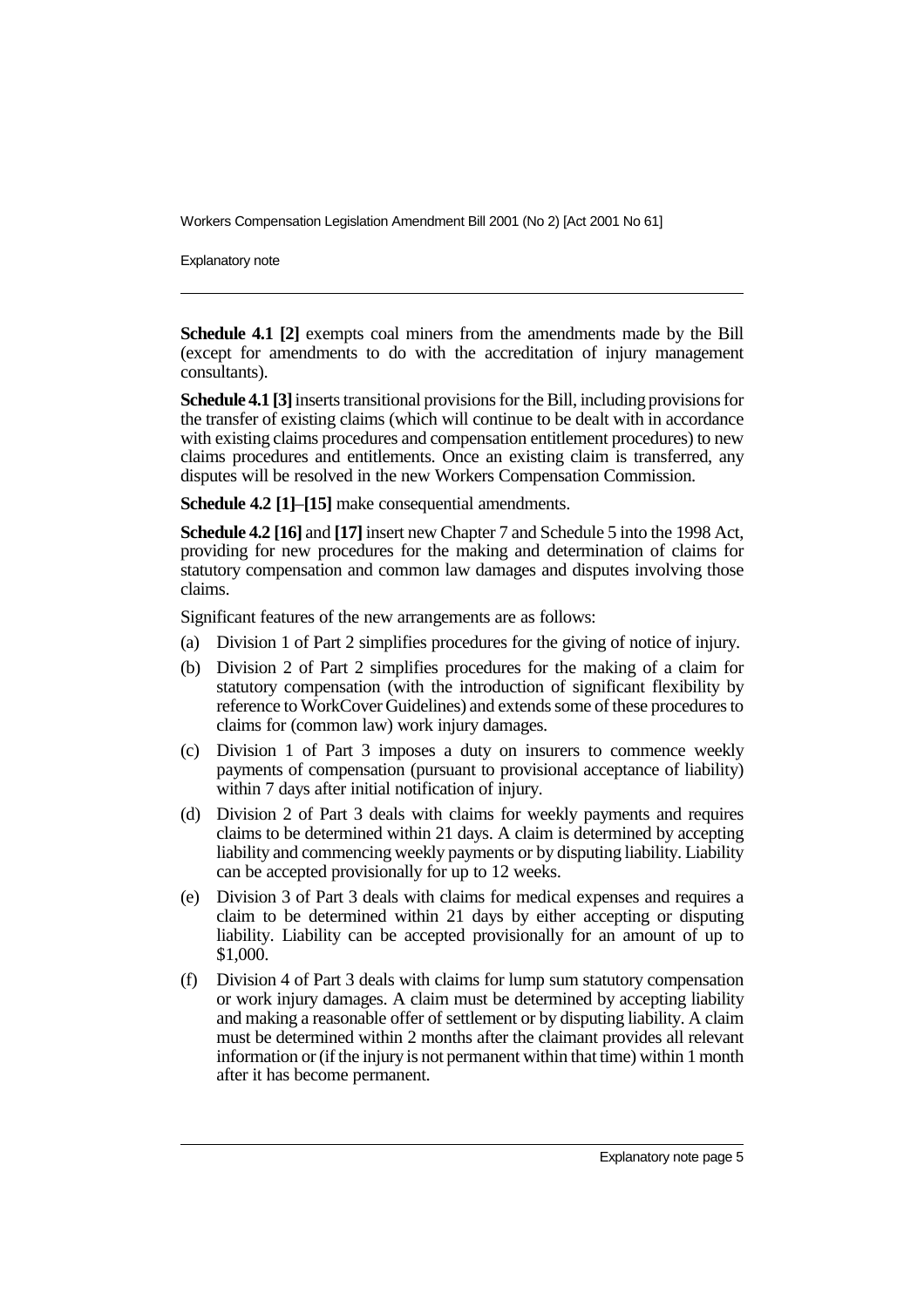**Schedule 4.1 [2]** exempts coal miners from the amendments made by the Bill (except for amendments to do with the accreditation of injury management consultants).

**Schedule 4.1 [3]** inserts transitional provisions for the Bill, including provisions for the transfer of existing claims (which will continue to be dealt with in accordance with existing claims procedures and compensation entitlement procedures) to new claims procedures and entitlements. Once an existing claim is transferred, any disputes will be resolved in the new Workers Compensation Commission.

**Schedule 4.2 [1]**–**[15]** make consequential amendments.

**Schedule 4.2 [16]** and **[17]** insert new Chapter 7 and Schedule 5 into the 1998 Act, providing for new procedures for the making and determination of claims for statutory compensation and common law damages and disputes involving those claims.

Significant features of the new arrangements are as follows:

(a) Division 1 of Part 2 simplifies procedures for the giving of notice of injury.

(b) Division 2 of Part 2 simplifies procedures for the making of a claim for statutory compensation (with the introduction of significant flexibility by reference to WorkCover Guidelines) and extends some of these procedures to claims for (common law) work injury damages.

(c) Division 1 of Part 3 imposes a duty on insurers to commence weekly payments of compensation (pursuant to provisional acceptance of liability) within 7 days after initial notification of injury.

(d) Division 2 of Part 3 deals with claims for weekly payments and requires claims to be determined within 21 days. A claim is determined by accepting liability and commencing weekly payments or by disputing liability. Liability can be accepted provisionally for up to 12 weeks.

(e) Division 3 of Part 3 deals with claims for medical expenses and requires a claim to be determined within 21 days by either accepting or disputing liability. Liability can be accepted provisionally for an amount of up to $1,000.

(f) Division 4 of Part 3 deals with claims for lump sum statutory compensation or work injury damages. A claim must be determined by accepting liability and making a reasonable offer of settlement or by disputing liability. A claim must be determined within 2 months after the claimant provides all relevant information or (if the injury is not permanent within that time) within 1 month after it has become permanent.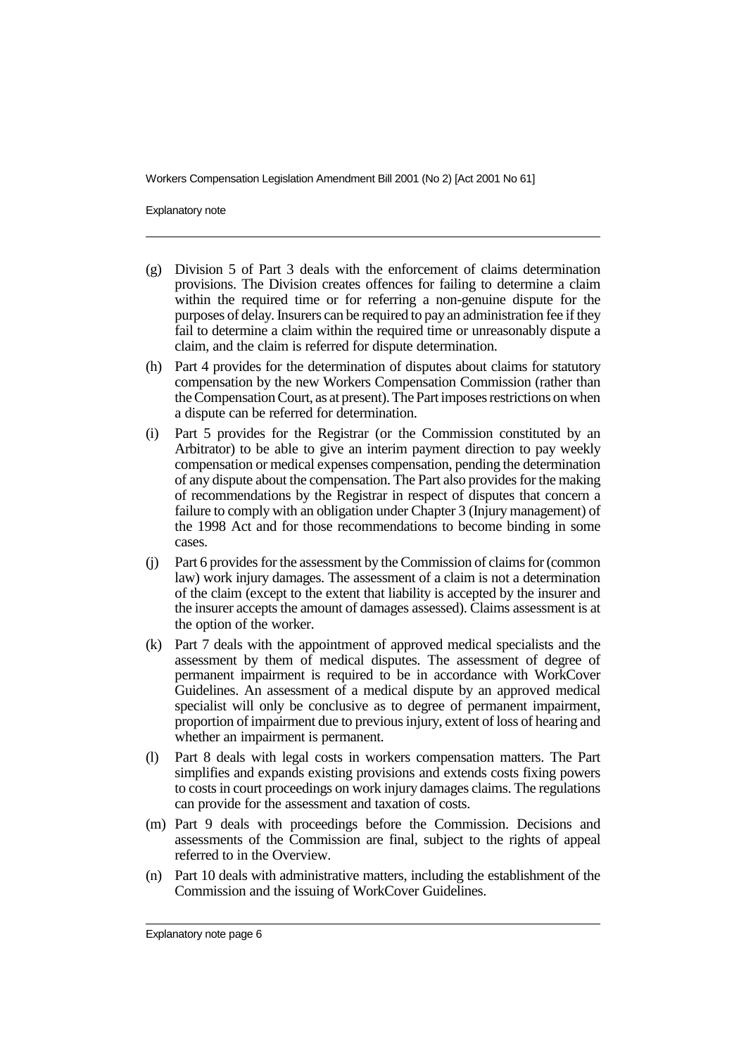(g) Division 5 of Part 3 deals with the enforcement of claims determination provisions. The Division creates offences for failing to determine a claim within the required time or for referring a non-genuine dispute for the purposes of delay. Insurers can be required to pay an administration fee if they fail to determine a claim within the required time or unreasonably dispute a claim, and the claim is referred for dispute determination.

(h) Part 4 provides for the determination of disputes about claims for statutory compensation by the new Workers Compensation Commission (rather than the Compensation Court, as at present). The Part imposes restrictions on when a dispute can be referred for determination.

(i) Part 5 provides for the Registrar (or the Commission constituted by an Arbitrator) to be able to give an interim payment direction to pay weekly compensation or medical expenses compensation, pending the determination of any dispute about the compensation. The Part also provides for the making of recommendations by the Registrar in respect of disputes that concern a failure to comply with an obligation under Chapter 3 (Injury management) of the 1998 Act and for those recommendations to become binding in some cases.

(j) Part 6 provides for the assessment by the Commission of claims for (common law) work injury damages. The assessment of a claim is not a determination of the claim (except to the extent that liability is accepted by the insurer and the insurer accepts the amount of damages assessed). Claims assessment is at the option of the worker.

(k) Part 7 deals with the appointment of approved medical specialists and the assessment by them of medical disputes. The assessment of degree of permanent impairment is required to be in accordance with WorkCover Guidelines. An assessment of a medical dispute by an approved medical specialist will only be conclusive as to degree of permanent impairment, proportion of impairment due to previous injury, extent of loss of hearing and whether an impairment is permanent.

(l) Part 8 deals with legal costs in workers compensation matters. The Part simplifies and expands existing provisions and extends costs fixing powers to costs in court proceedings on work injury damages claims. The regulations can provide for the assessment and taxation of costs.

(m) Part 9 deals with proceedings before the Commission. Decisions and assessments of the Commission are final, subject to the rights of appeal referred to in the Overview.

(n) Part 10 deals with administrative matters, including the establishment of the Commission and the issuing of WorkCover Guidelines.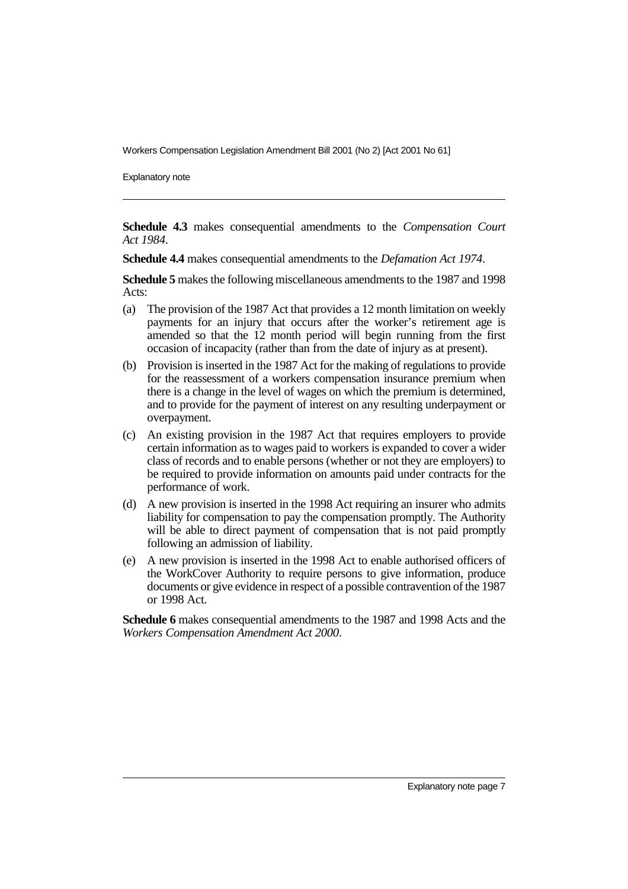**Schedule 4.3** makes consequential amendments to the *Compensation Court Act 1984*.

**Schedule 4.4** makes consequential amendments to the *Defamation Act 1974*.

**Schedule 5** makes the following miscellaneous amendments to the 1987 and 1998 Acts:

(a) The provision of the 1987 Act that provides a 12 month limitation on weekly payments for an injury that occurs after the worker's retirement age is amended so that the 12 month period will begin running from the first occasion of incapacity (rather than from the date of injury as at present).

(b) Provision is inserted in the 1987 Act for the making of regulations to provide for the reassessment of a workers compensation insurance premium when there is a change in the level of wages on which the premium is determined, and to provide for the payment of interest on any resulting underpayment or overpayment.

(c) An existing provision in the 1987 Act that requires employers to provide certain information as to wages paid to workers is expanded to cover a wider class of records and to enable persons (whether or not they are employers) to be required to provide information on amounts paid under contracts for the performance of work.

(d) A new provision is inserted in the 1998 Act requiring an insurer who admits liability for compensation to pay the compensation promptly. The Authority will be able to direct payment of compensation that is not paid promptly following an admission of liability.

(e) A new provision is inserted in the 1998 Act to enable authorised officers of the WorkCover Authority to require persons to give information, produce documents or give evidence in respect of a possible contravention of the 1987 or 1998 Act.

**Schedule 6** makes consequential amendments to the 1987 and 1998 Acts and the *Workers Compensation Amendment Act 2000*.